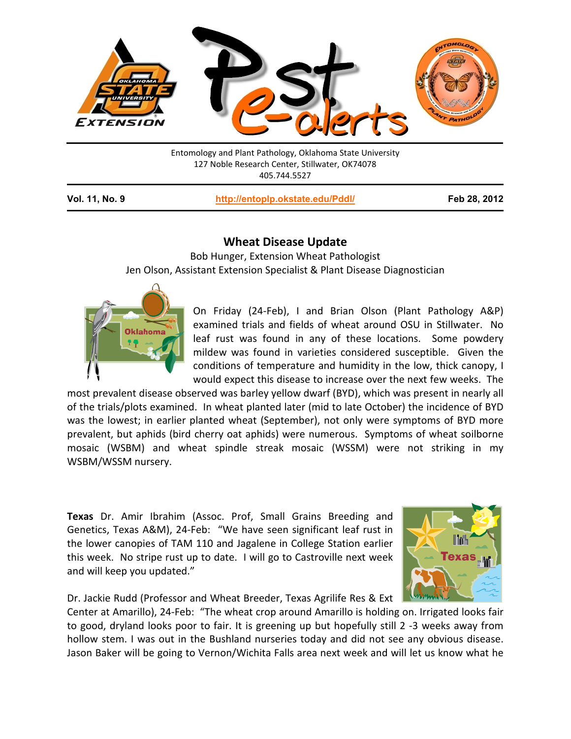Entomology and Plant Pathology, Oklahoma State University
127 Noble Research Center, Stillwater, OK74078
405.744.5527

**Vol. 11, No. 9** | **http://entoplp.okstate.edu/Pddl/** | **Feb 28, 2012**

## Wheat Disease Update

Bob Hunger, Extension Wheat Pathologist
Jen Olson, Assistant Extension Specialist & Plant Disease Diagnostician

On Friday (24-Feb), I and Brian Olson (Plant Pathology A&P) examined trials and fields of wheat around OSU in Stillwater. No leaf rust was found in any of these locations. Some powdery mildew was found in varieties considered susceptible. Given the conditions of temperature and humidity in the low, thick canopy, I would expect this disease to increase over the next few weeks. The most prevalent disease observed was barley yellow dwarf (BYD), which was present in nearly all of the trials/plots examined. In wheat planted later (mid to late October) the incidence of BYD was the lowest; in earlier planted wheat (September), not only were symptoms of BYD more prevalent, but aphids (bird cherry oat aphids) were numerous. Symptoms of wheat soilborne mosaic (WSBM) and wheat spindle streak mosaic (WSSM) were not striking in my WSBM/WSSM nursery.

**Texas** Dr. Amir Ibrahim (Assoc. Prof, Small Grains Breeding and Genetics, Texas A&M), 24-Feb: "We have seen significant leaf rust in the lower canopies of TAM 110 and Jagalene in College Station earlier this week. No stripe rust up to date. I will go to Castroville next week and will keep you updated."

Dr. Jackie Rudd (Professor and Wheat Breeder, Texas Agrilife Res & Ext Center at Amarillo), 24-Feb: "The wheat crop around Amarillo is holding on. Irrigated looks fair to good, dryland looks poor to fair. It is greening up but hopefully still 2 -3 weeks away from hollow stem. I was out in the Bushland nurseries today and did not see any obvious disease. Jason Baker will be going to Vernon/Wichita Falls area next week and will let us know what he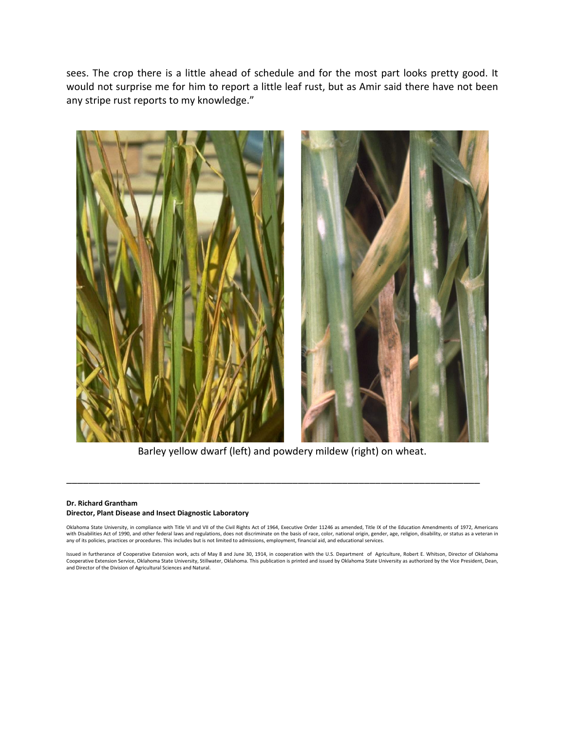sees. The crop there is a little ahead of schedule and for the most part looks pretty good. It would not surprise me for him to report a little leaf rust, but as Amir said there have not been any stripe rust reports to my knowledge."

Barley yellow dwarf (left) and powdery mildew (right) on wheat.

---

**Dr. Richard Grantham**
**Director, Plant Disease and Insect Diagnostic Laboratory**

Oklahoma State University, in compliance with Title VI and VII of the Civil Rights Act of 1964, Executive Order 11246 as amended, Title IX of the Education Amendments of 1972, Americans with Disabilities Act of 1990, and other federal laws and regulations, does not discriminate on the basis of race, color, national origin, gender, age, religion, disability, or status as a veteran in any of its policies, practices or procedures. This includes but is not limited to admissions, employment, financial aid, and educational services.

Issued in furtherance of Cooperative Extension work, acts of May 8 and June 30, 1914, in cooperation with the U.S. Department of Agriculture, Robert E. Whitson, Director of Oklahoma Cooperative Extension Service, Oklahoma State University, Stillwater, Oklahoma. This publication is printed and issued by Oklahoma State University as authorized by the Vice President, Dean, and Director of the Division of Agricultural Sciences and Natural.